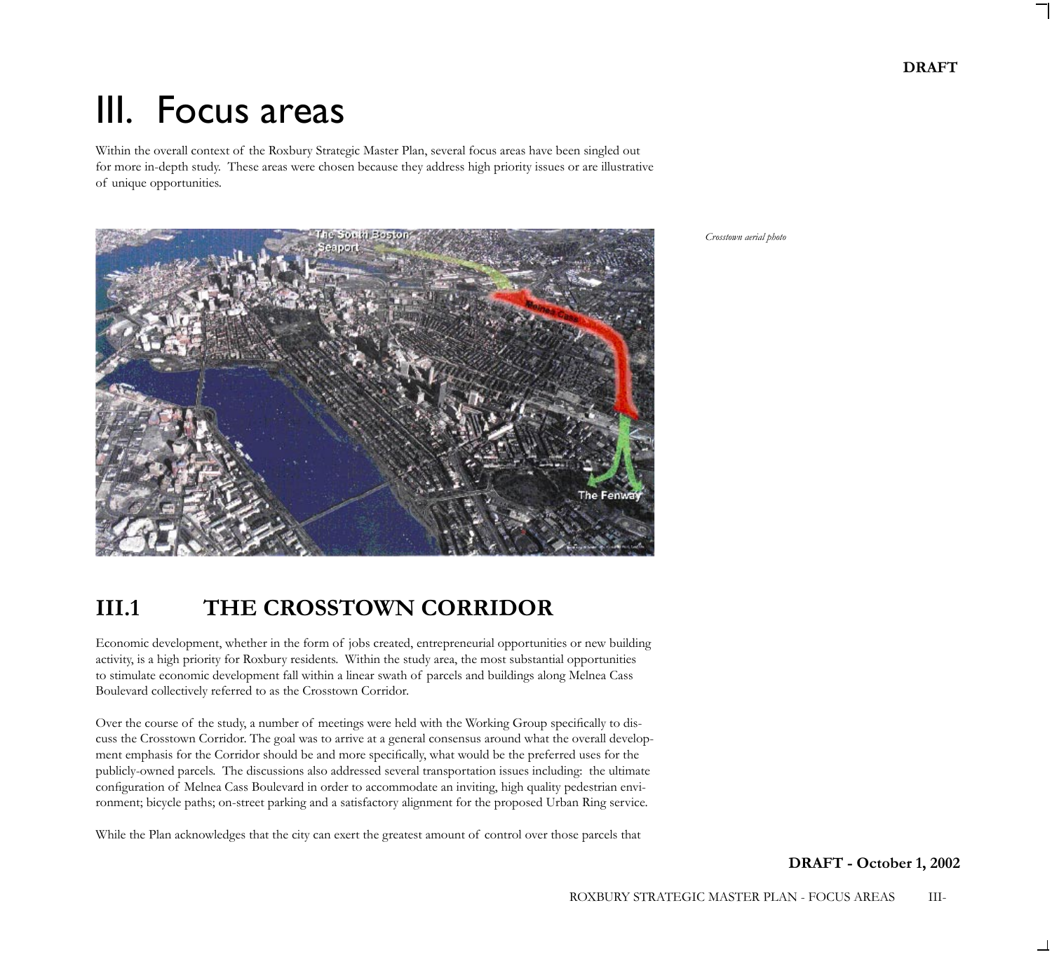# III. Focus areas

Within the overall context of the Roxbury Strategic Master Plan, several focus areas have been singled out for more in-depth study. These areas were chosen because they address high priority issues or are illustrative of unique opportunities.

*Crosstown aerial photo*

## III.1 THE CROSSTOWN CORRIDOR

Economic development, whether in the form of jobs created, entrepreneurial opportunities or new building activity, is a high priority for Roxbury residents. Within the study area, the most substantial opportunities to stimulate economic development fall within a linear swath of parcels and buildings along Melnea Cass Boulevard collectively referred to as the Crosstown Corridor.

Over the course of the study, a number of meetings were held with the Working Group specifically to discuss the Crosstown Corridor. The goal was to arrive at a general consensus around what the overall development emphasis for the Corridor should be and more specifically, what would be the preferred uses for the publicly-owned parcels. The discussions also addressed several transportation issues including: the ultimate configuration of Melnea Cass Boulevard in order to accommodate an inviting, high quality pedestrian environment; bicycle paths; on-street parking and a satisfactory alignment for the proposed Urban Ring service.

While the Plan acknowledges that the city can exert the greatest amount of control over those parcels that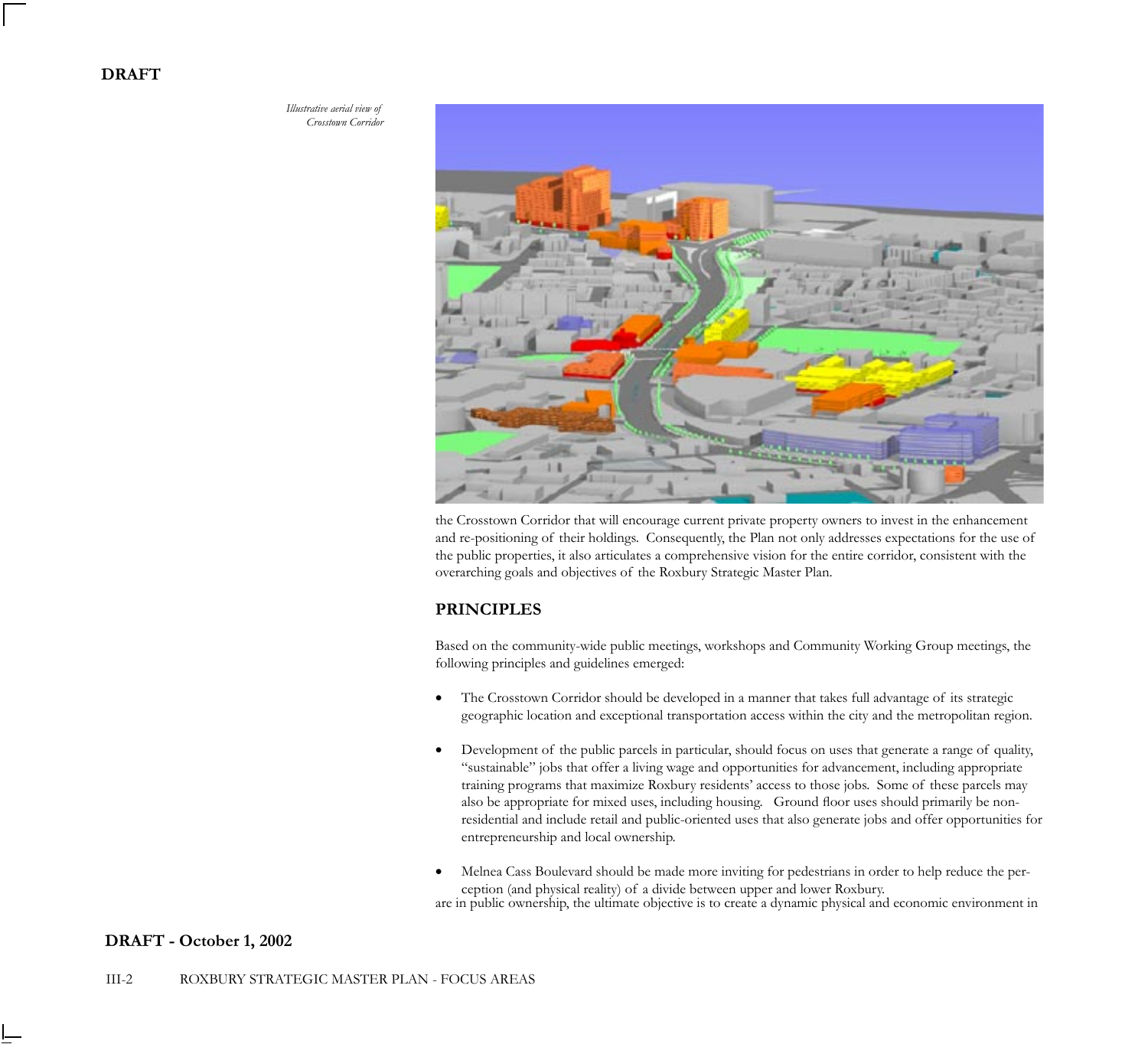**DRAFT**

*Illustrative aerial view of Crosstown Corridor*

the Crosstown Corridor that will encourage current private property owners to invest in the enhancement and re-positioning of their holdings. Consequently, the Plan not only addresses expectations for the use of the public properties, it also articulates a comprehensive vision for the entire corridor, consistent with the overarching goals and objectives of the Roxbury Strategic Master Plan.

## PRINCIPLES

Based on the community-wide public meetings, workshops and Community Working Group meetings, the following principles and guidelines emerged:

- The Crosstown Corridor should be developed in a manner that takes full advantage of its strategic geographic location and exceptional transportation access within the city and the metropolitan region.
- Development of the public parcels in particular, should focus on uses that generate a range of quality, "sustainable" jobs that offer a living wage and opportunities for advancement, including appropriate training programs that maximize Roxbury residents' access to those jobs. Some of these parcels may also be appropriate for mixed uses, including housing. Ground floor uses should primarily be non-residential and include retail and public-oriented uses that also generate jobs and offer opportunities for entrepreneurship and local ownership.
- Melnea Cass Boulevard should be made more inviting for pedestrians in order to help reduce the perception (and physical reality) of a divide between upper and lower Roxbury.

are in public ownership, the ultimate objective is to create a dynamic physical and economic environment in

**DRAFT - October 1, 2002**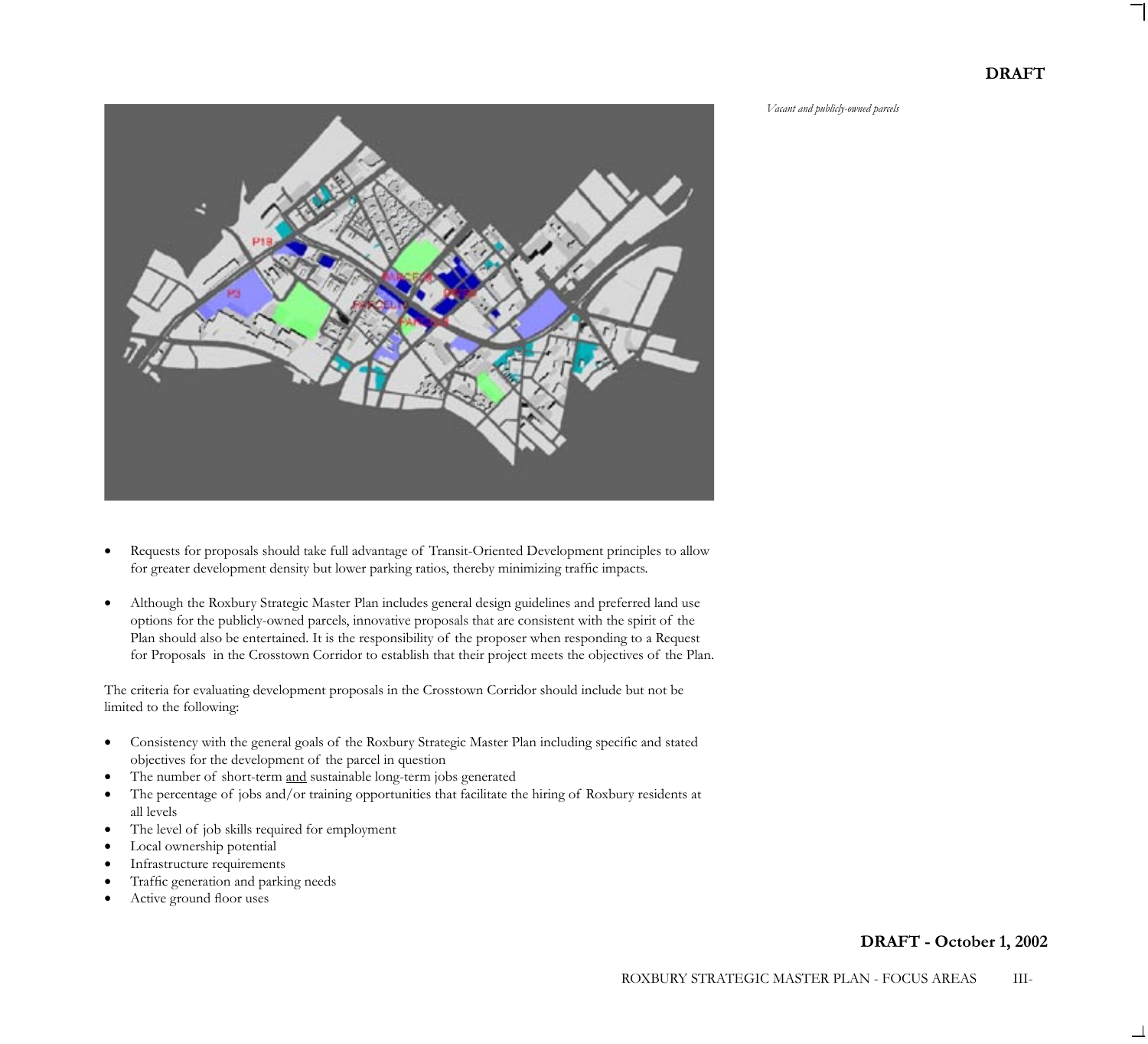*Vacant and publicly-owned parcels*

- Requests for proposals should take full advantage of Transit-Oriented Development principles to allow for greater development density but lower parking ratios, thereby minimizing traffic impacts.

- Although the Roxbury Strategic Master Plan includes general design guidelines and preferred land use options for the publicly-owned parcels, innovative proposals that are consistent with the spirit of the Plan should also be entertained. It is the responsibility of the proposer when responding to a Request for Proposals in the Crosstown Corridor to establish that their project meets the objectives of the Plan.

The criteria for evaluating development proposals in the Crosstown Corridor should include but not be limited to the following:

- Consistency with the general goals of the Roxbury Strategic Master Plan including specific and stated objectives for the development of the parcel in question
- The number of short-term and sustainable long-term jobs generated
- The percentage of jobs and/or training opportunities that facilitate the hiring of Roxbury residents at all levels
- The level of job skills required for employment
- Local ownership potential
- Infrastructure requirements
- Traffic generation and parking needs
- Active ground floor uses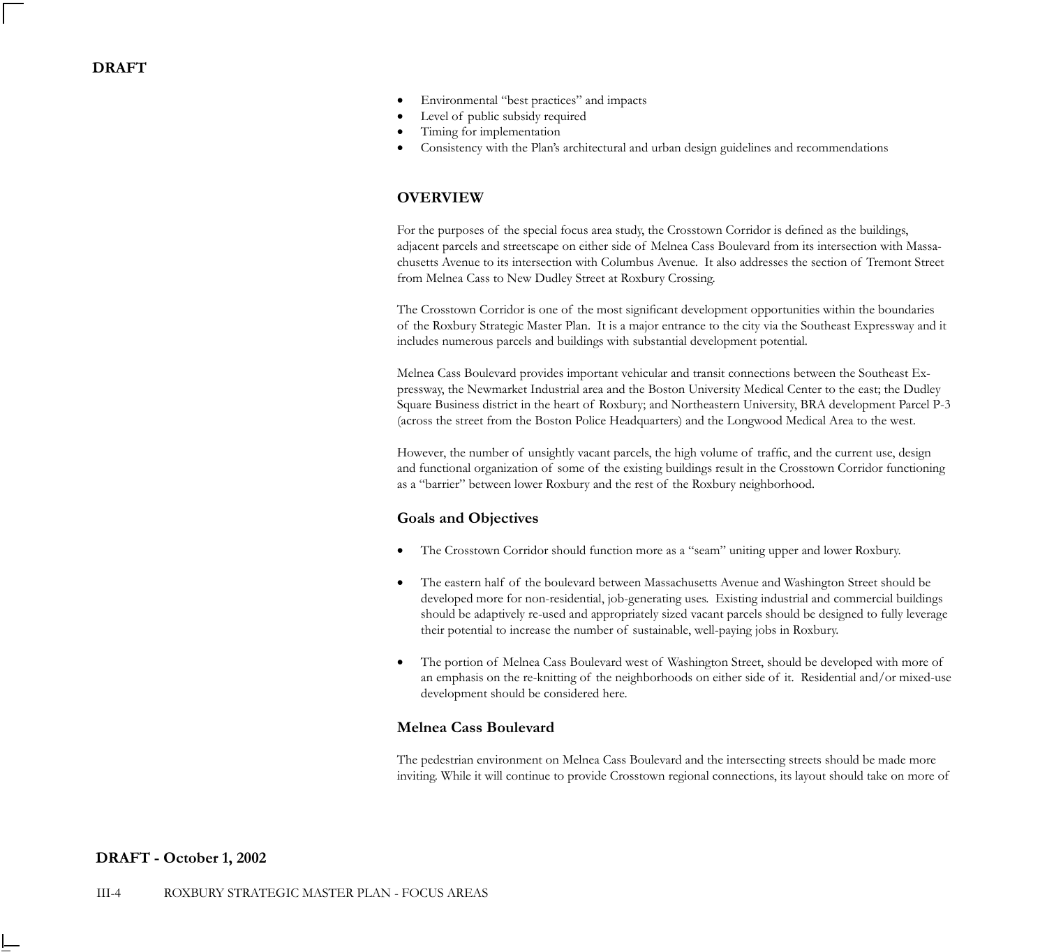- Environmental "best practices" and impacts
- Level of public subsidy required
- Timing for implementation
- Consistency with the Plan's architectural and urban design guidelines and recommendations

## OVERVIEW

For the purposes of the special focus area study, the Crosstown Corridor is defined as the buildings, adjacent parcels and streetscape on either side of Melnea Cass Boulevard from its intersection with Massachusetts Avenue to its intersection with Columbus Avenue. It also addresses the section of Tremont Street from Melnea Cass to New Dudley Street at Roxbury Crossing.

The Crosstown Corridor is one of the most significant development opportunities within the boundaries of the Roxbury Strategic Master Plan. It is a major entrance to the city via the Southeast Expressway and it includes numerous parcels and buildings with substantial development potential.

Melnea Cass Boulevard provides important vehicular and transit connections between the Southeast Expressway, the Newmarket Industrial area and the Boston University Medical Center to the east; the Dudley Square Business district in the heart of Roxbury; and Northeastern University, BRA development Parcel P-3 (across the street from the Boston Police Headquarters) and the Longwood Medical Area to the west.

However, the number of unsightly vacant parcels, the high volume of traffic, and the current use, design and functional organization of some of the existing buildings result in the Crosstown Corridor functioning as a "barrier" between lower Roxbury and the rest of the Roxbury neighborhood.

### Goals and Objectives

- The Crosstown Corridor should function more as a "seam" uniting upper and lower Roxbury.

- The eastern half of the boulevard between Massachusetts Avenue and Washington Street should be developed more for non-residential, job-generating uses. Existing industrial and commercial buildings should be adaptively re-used and appropriately sized vacant parcels should be designed to fully leverage their potential to increase the number of sustainable, well-paying jobs in Roxbury.

- The portion of Melnea Cass Boulevard west of Washington Street, should be developed with more of an emphasis on the re-knitting of the neighborhoods on either side of it. Residential and/or mixed-use development should be considered here.

### Melnea Cass Boulevard

The pedestrian environment on Melnea Cass Boulevard and the intersecting streets should be made more inviting. While it will continue to provide Crosstown regional connections, its layout should take on more of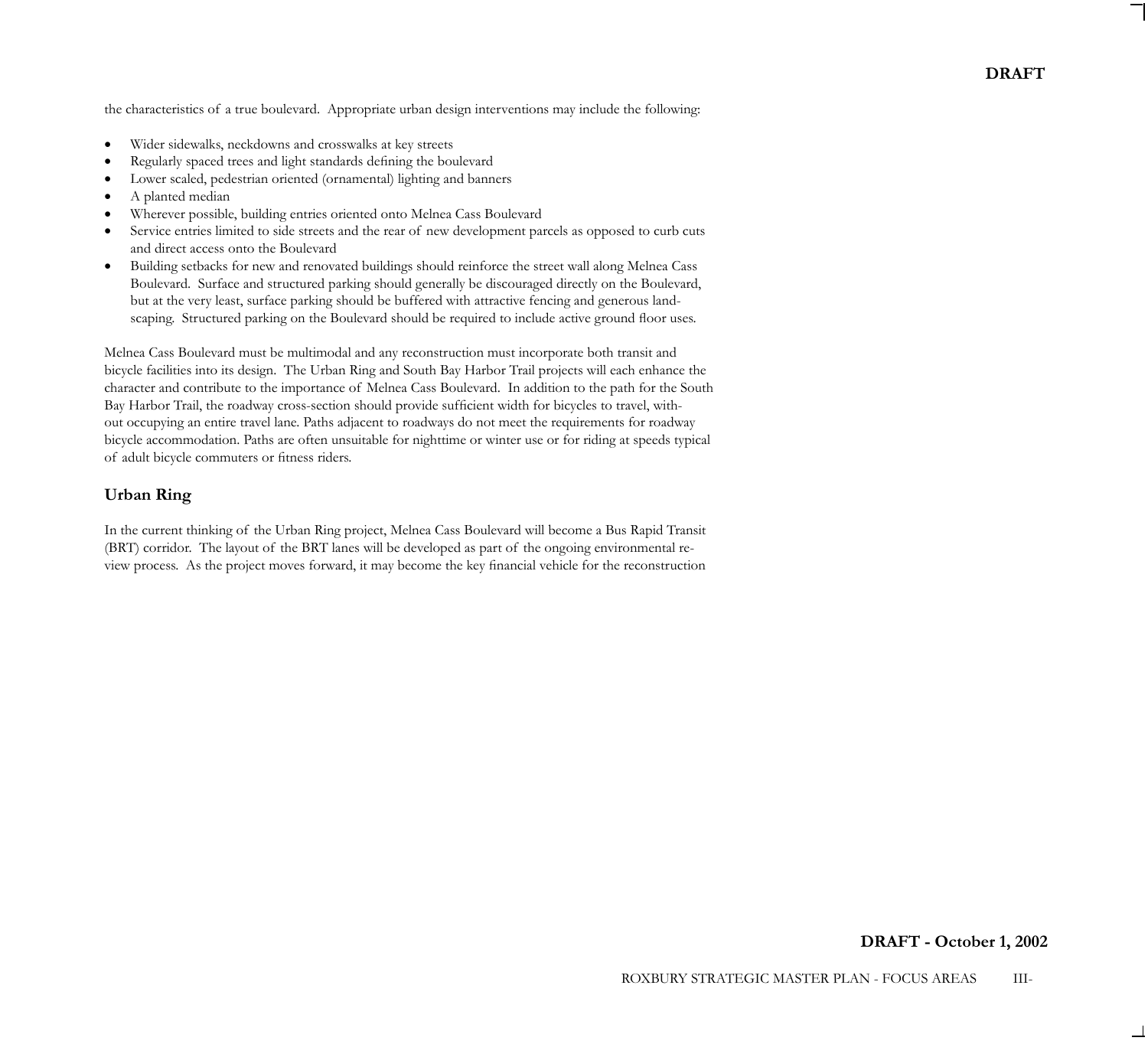the characteristics of a true boulevard. Appropriate urban design interventions may include the following:

- Wider sidewalks, neckdowns and crosswalks at key streets
- Regularly spaced trees and light standards defining the boulevard
- Lower scaled, pedestrian oriented (ornamental) lighting and banners
- A planted median
- Wherever possible, building entries oriented onto Melnea Cass Boulevard
- Service entries limited to side streets and the rear of new development parcels as opposed to curb cuts and direct access onto the Boulevard
- Building setbacks for new and renovated buildings should reinforce the street wall along Melnea Cass Boulevard. Surface and structured parking should generally be discouraged directly on the Boulevard, but at the very least, surface parking should be buffered with attractive fencing and generous landscaping. Structured parking on the Boulevard should be required to include active ground floor uses.

Melnea Cass Boulevard must be multimodal and any reconstruction must incorporate both transit and bicycle facilities into its design. The Urban Ring and South Bay Harbor Trail projects will each enhance the character and contribute to the importance of Melnea Cass Boulevard. In addition to the path for the South Bay Harbor Trail, the roadway cross-section should provide sufficient width for bicycles to travel, without occupying an entire travel lane. Paths adjacent to roadways do not meet the requirements for roadway bicycle accommodation. Paths are often unsuitable for nighttime or winter use or for riding at speeds typical of adult bicycle commuters or fitness riders.

### Urban Ring

In the current thinking of the Urban Ring project, Melnea Cass Boulevard will become a Bus Rapid Transit (BRT) corridor. The layout of the BRT lanes will be developed as part of the ongoing environmental review process. As the project moves forward, it may become the key financial vehicle for the reconstruction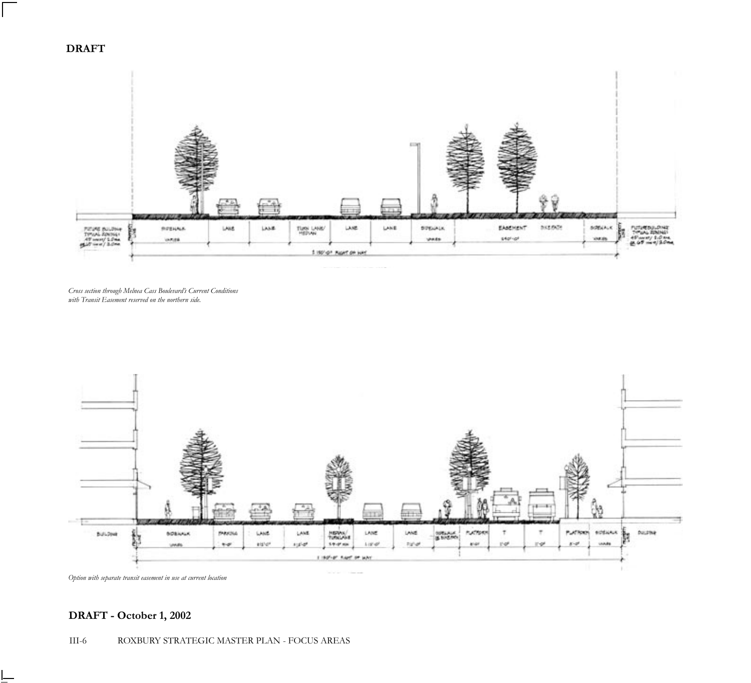**DRAFT**

*Cross section through Melnea Cass Boulevard's Current Conditions with Transit Easement reserved on the northern side.*

*Option with separate transit easement in use at current location*

**DRAFT - October 1, 2002**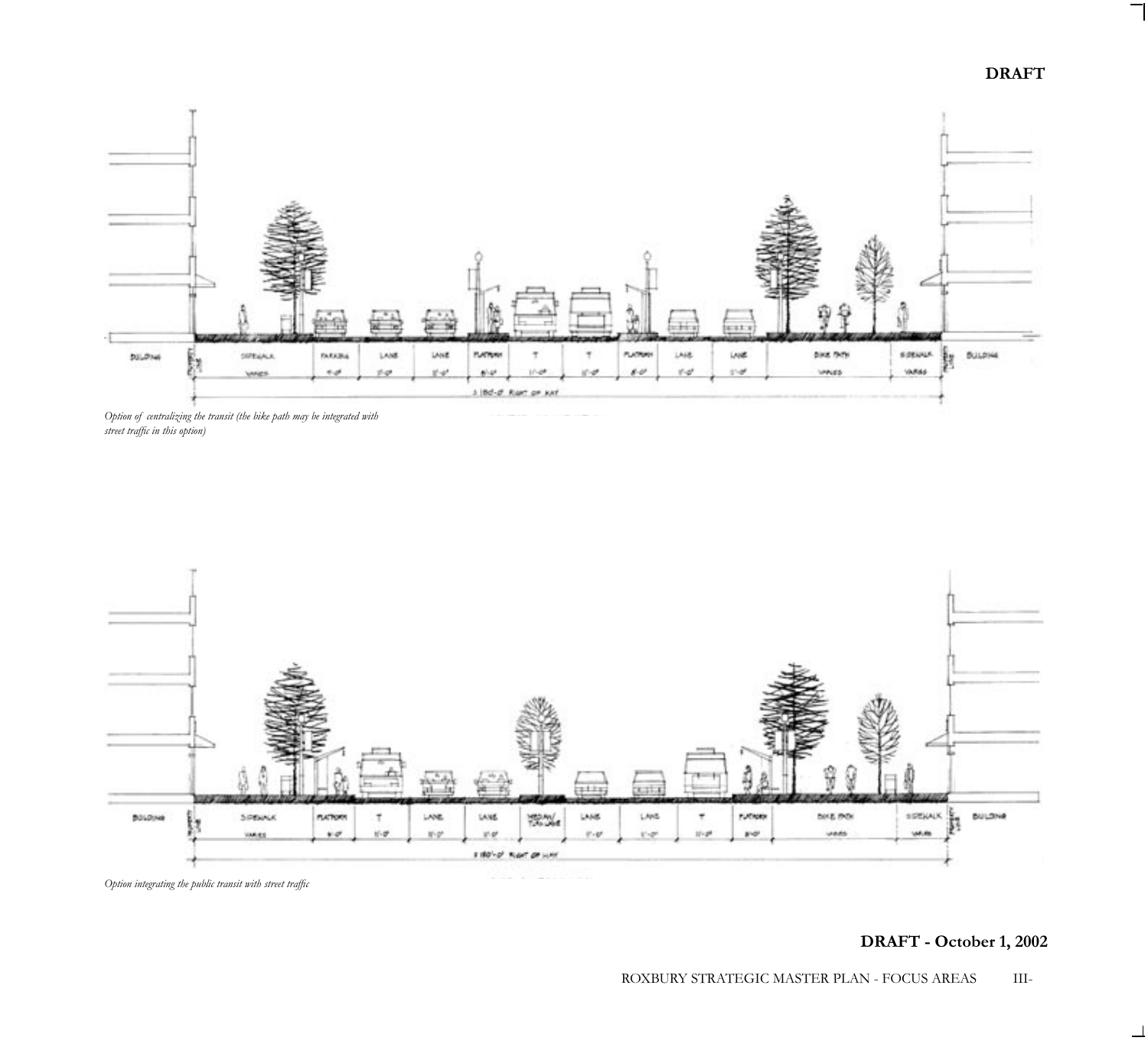*Option of centralizing the transit (the bike path may be integrated with street traffic in this option)*

*Option integrating the public transit with street traffic*

**DRAFT - October 1, 2002**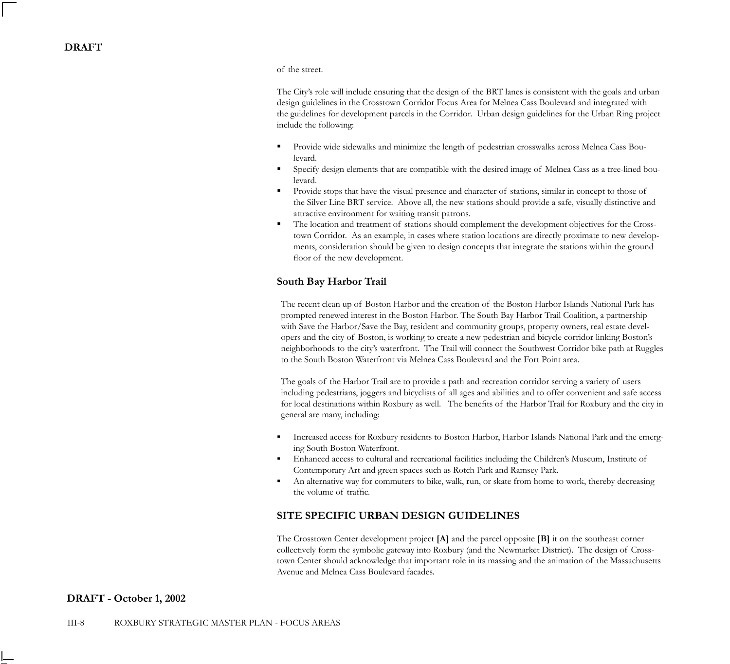of the street.

The City's role will include ensuring that the design of the BRT lanes is consistent with the goals and urban design guidelines in the Crosstown Corridor Focus Area for Melnea Cass Boulevard and integrated with the guidelines for development parcels in the Corridor. Urban design guidelines for the Urban Ring project include the following:

- Provide wide sidewalks and minimize the length of pedestrian crosswalks across Melnea Cass Boulevard.
- Specify design elements that are compatible with the desired image of Melnea Cass as a tree-lined boulevard.
- Provide stops that have the visual presence and character of stations, similar in concept to those of the Silver Line BRT service. Above all, the new stations should provide a safe, visually distinctive and attractive environment for waiting transit patrons.
- The location and treatment of stations should complement the development objectives for the Crosstown Corridor. As an example, in cases where station locations are directly proximate to new developments, consideration should be given to design concepts that integrate the stations within the ground floor of the new development.

### South Bay Harbor Trail

The recent clean up of Boston Harbor and the creation of the Boston Harbor Islands National Park has prompted renewed interest in the Boston Harbor. The South Bay Harbor Trail Coalition, a partnership with Save the Harbor/Save the Bay, resident and community groups, property owners, real estate developers and the city of Boston, is working to create a new pedestrian and bicycle corridor linking Boston's neighborhoods to the city's waterfront. The Trail will connect the Southwest Corridor bike path at Ruggles to the South Boston Waterfront via Melnea Cass Boulevard and the Fort Point area.

The goals of the Harbor Trail are to provide a path and recreation corridor serving a variety of users including pedestrians, joggers and bicyclists of all ages and abilities and to offer convenient and safe access for local destinations within Roxbury as well. The benefits of the Harbor Trail for Roxbury and the city in general are many, including:

- Increased access for Roxbury residents to Boston Harbor, Harbor Islands National Park and the emerging South Boston Waterfront.
- Enhanced access to cultural and recreational facilities including the Children's Museum, Institute of Contemporary Art and green spaces such as Rotch Park and Ramsey Park.
- An alternative way for commuters to bike, walk, run, or skate from home to work, thereby decreasing the volume of traffic.

## SITE SPECIFIC URBAN DESIGN GUIDELINES

The Crosstown Center development project **[A]** and the parcel opposite **[B]** it on the southeast corner collectively form the symbolic gateway into Roxbury (and the Newmarket District). The design of Crosstown Center should acknowledge that important role in its massing and the animation of the Massachusetts Avenue and Melnea Cass Boulevard facades.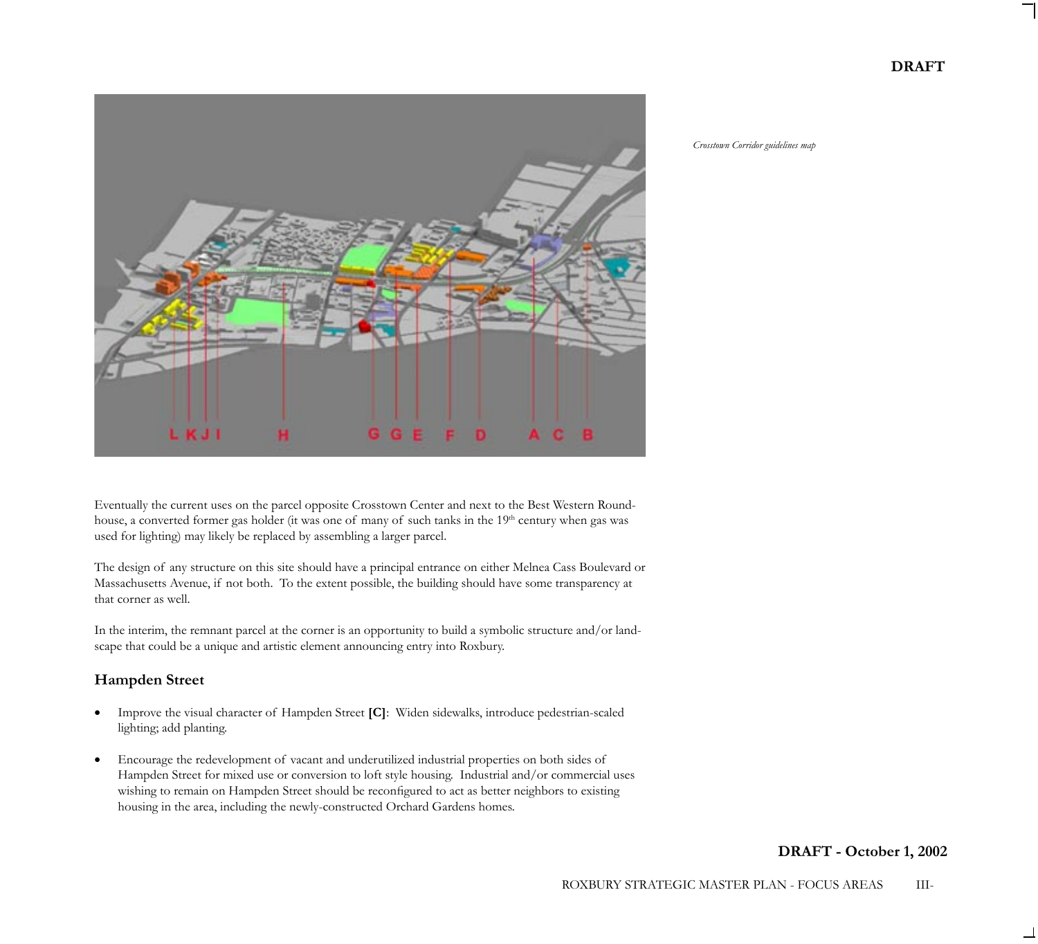*Crosstown Corridor guidelines map*

Eventually the current uses on the parcel opposite Crosstown Center and next to the Best Western Roundhouse, a converted former gas holder (it was one of many of such tanks in the 19th century when gas was used for lighting) may likely be replaced by assembling a larger parcel.

The design of any structure on this site should have a principal entrance on either Melnea Cass Boulevard or Massachusetts Avenue, if not both. To the extent possible, the building should have some transparency at that corner as well.

In the interim, the remnant parcel at the corner is an opportunity to build a symbolic structure and/or landscape that could be a unique and artistic element announcing entry into Roxbury.

## Hampden Street

- Improve the visual character of Hampden Street **[C]**: Widen sidewalks, introduce pedestrian-scaled lighting; add planting.
- Encourage the redevelopment of vacant and underutilized industrial properties on both sides of Hampden Street for mixed use or conversion to loft style housing. Industrial and/or commercial uses wishing to remain on Hampden Street should be reconfigured to act as better neighbors to existing housing in the area, including the newly-constructed Orchard Gardens homes.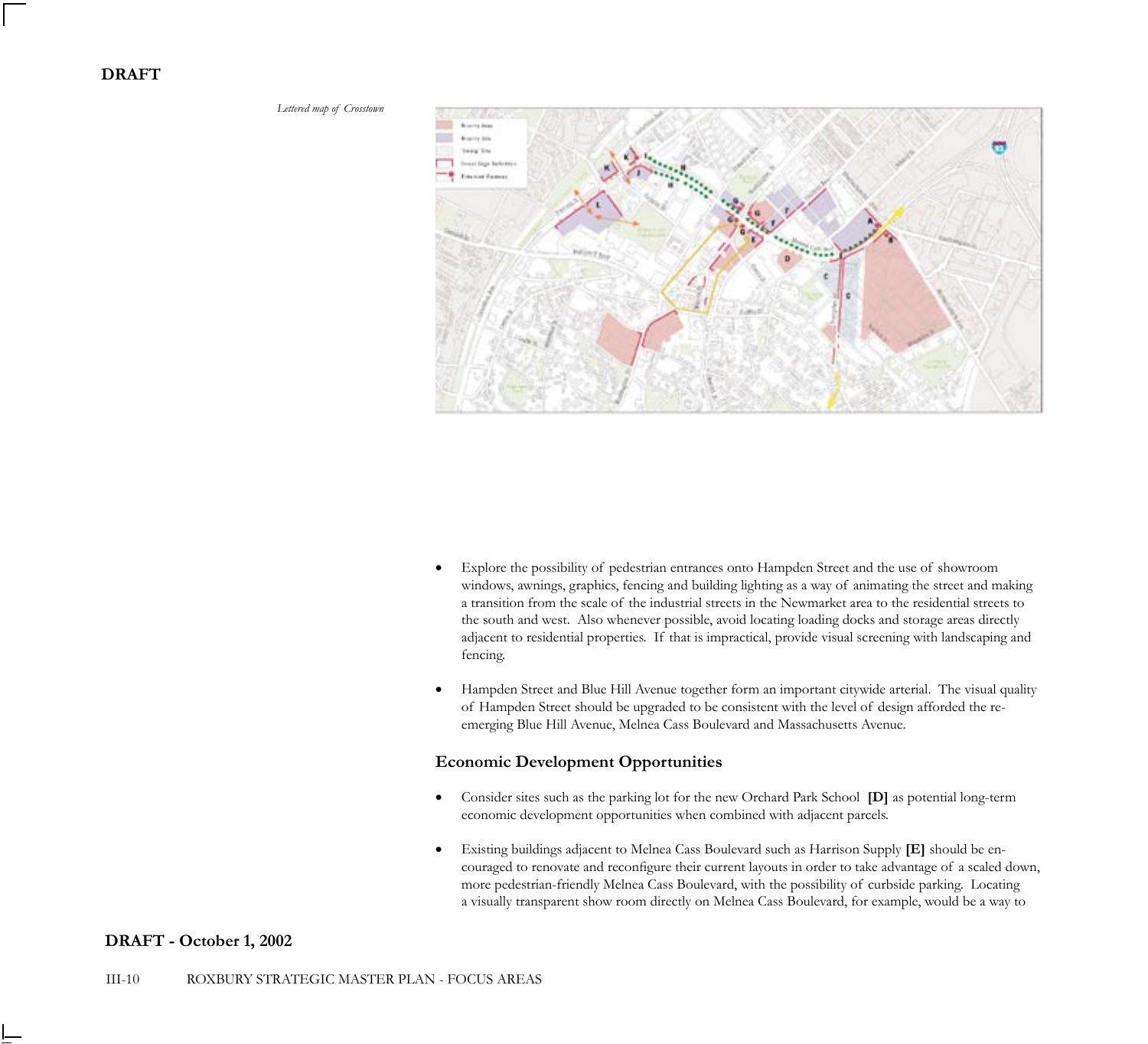DRAFT

*Lettered map of Crosstown*

- Explore the possibility of pedestrian entrances onto Hampden Street and the use of showroom windows, awnings, graphics, fencing and building lighting as a way of animating the street and making a transition from the scale of the industrial streets in the Newmarket area to the residential streets to the south and west. Also whenever possible, avoid locating loading docks and storage areas directly adjacent to residential properties. If that is impractical, provide visual screening with landscaping and fencing.

- Hampden Street and Blue Hill Avenue together form an important citywide arterial. The visual quality of Hampden Street should be upgraded to be consistent with the level of design afforded the re-emerging Blue Hill Avenue, Melnea Cass Boulevard and Massachusetts Avenue.

### Economic Development Opportunities

- Consider sites such as the parking lot for the new Orchard Park School **[D]** as potential long-term economic development opportunities when combined with adjacent parcels.

- Existing buildings adjacent to Melnea Cass Boulevard such as Harrison Supply **[E]** should be encouraged to renovate and reconfigure their current layouts in order to take advantage of a scaled down, more pedestrian-friendly Melnea Cass Boulevard, with the possibility of curbside parking. Locating a visually transparent show room directly on Melnea Cass Boulevard, for example, would be a way to

DRAFT - October 1, 2002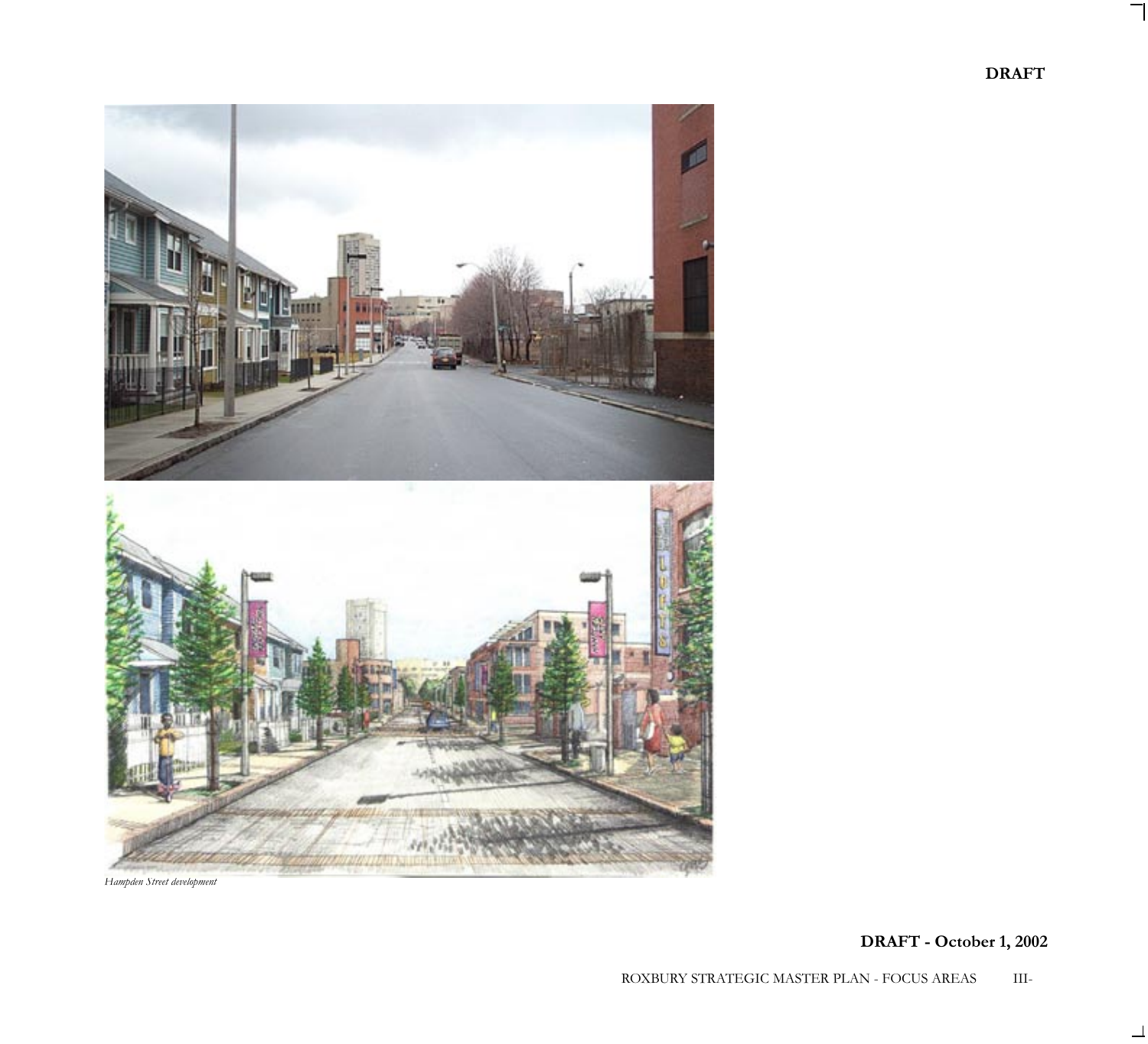DRAFT

*Hampden Street development*

**DRAFT - October 1, 2002**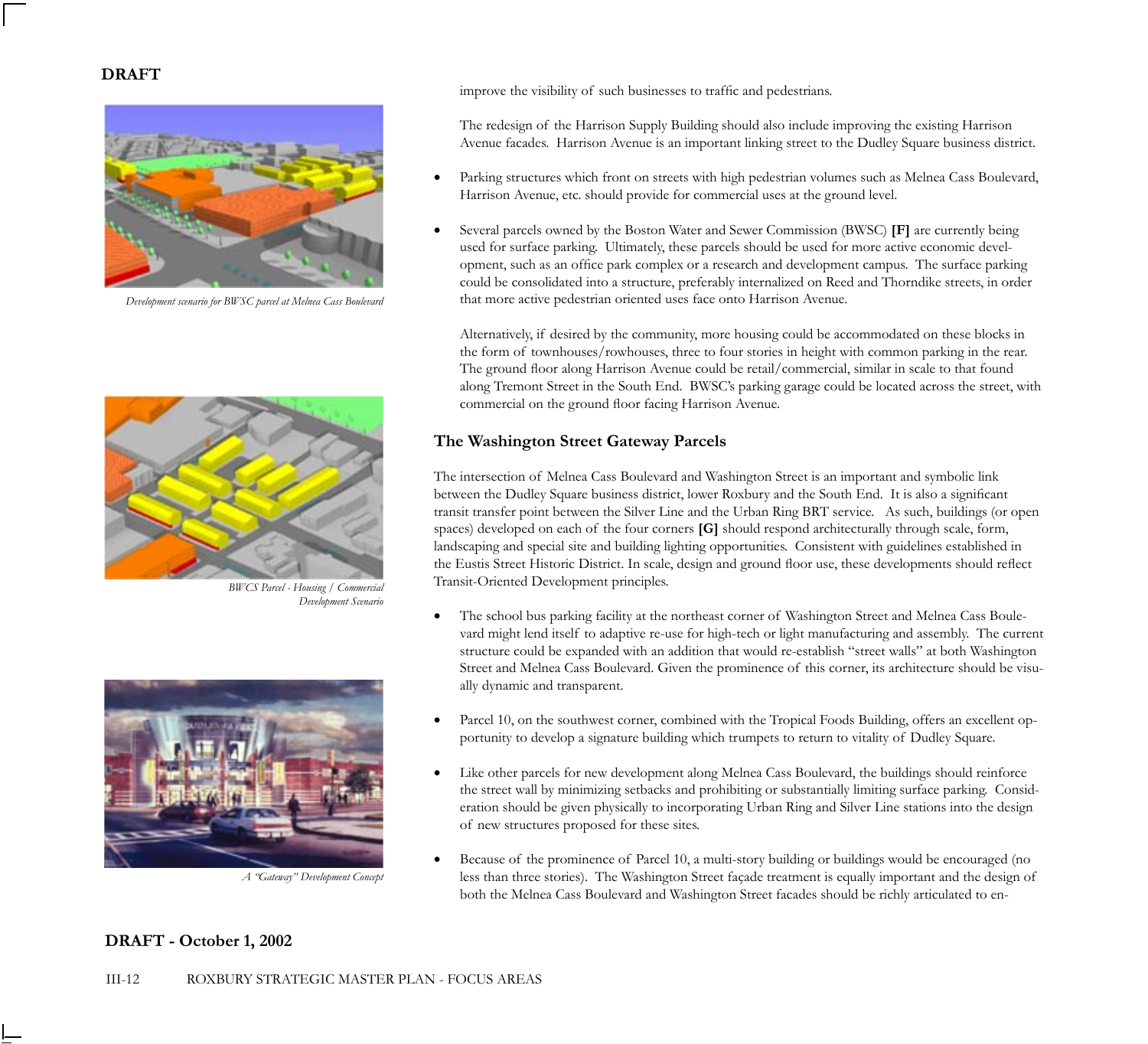**DRAFT**

Development scenario for BWSC parcel at Melnea Cass Boulevard

BWCS Parcel - Housing / Commercial Development Scenario

A "Gateway" Development Concept

improve the visibility of such businesses to traffic and pedestrians.

The redesign of the Harrison Supply Building should also include improving the existing Harrison Avenue facades. Harrison Avenue is an important linking street to the Dudley Square business district.

- Parking structures which front on streets with high pedestrian volumes such as Melnea Cass Boulevard, Harrison Avenue, etc. should provide for commercial uses at the ground level.

- Several parcels owned by the Boston Water and Sewer Commission (BWSC) **[F]** are currently being used for surface parking. Ultimately, these parcels should be used for more active economic development, such as an office park complex or a research and development campus. The surface parking could be consolidated into a structure, preferably internalized on Reed and Thorndike streets, in order that more active pedestrian oriented uses face onto Harrison Avenue.

  Alternatively, if desired by the community, more housing could be accommodated on these blocks in the form of townhouses/rowhouses, three to four stories in height with common parking in the rear. The ground floor along Harrison Avenue could be retail/commercial, similar in scale to that found along Tremont Street in the South End. BWSC's parking garage could be located across the street, with commercial on the ground floor facing Harrison Avenue.

## The Washington Street Gateway Parcels

The intersection of Melnea Cass Boulevard and Washington Street is an important and symbolic link between the Dudley Square business district, lower Roxbury and the South End. It is also a significant transit transfer point between the Silver Line and the Urban Ring BRT service. As such, buildings (or open spaces) developed on each of the four corners **[G]** should respond architecturally through scale, form, landscaping and special site and building lighting opportunities. Consistent with guidelines established in the Eustis Street Historic District. In scale, design and ground floor use, these developments should reflect Transit-Oriented Development principles.

- The school bus parking facility at the northeast corner of Washington Street and Melnea Cass Boulevard might lend itself to adaptive re-use for high-tech or light manufacturing and assembly. The current structure could be expanded with an addition that would re-establish "street walls" at both Washington Street and Melnea Cass Boulevard. Given the prominence of this corner, its architecture should be visually dynamic and transparent.

- Parcel 10, on the southwest corner, combined with the Tropical Foods Building, offers an excellent opportunity to develop a signature building which trumpets to return to vitality of Dudley Square.

- Like other parcels for new development along Melnea Cass Boulevard, the buildings should reinforce the street wall by minimizing setbacks and prohibiting or substantially limiting surface parking. Consideration should be given physically to incorporating Urban Ring and Silver Line stations into the design of new structures proposed for these sites.

- Because of the prominence of Parcel 10, a multi-story building or buildings would be encouraged (no less than three stories). The Washington Street façade treatment is equally important and the design of both the Melnea Cass Boulevard and Washington Street facades should be richly articulated to en-

**DRAFT - October 1, 2002**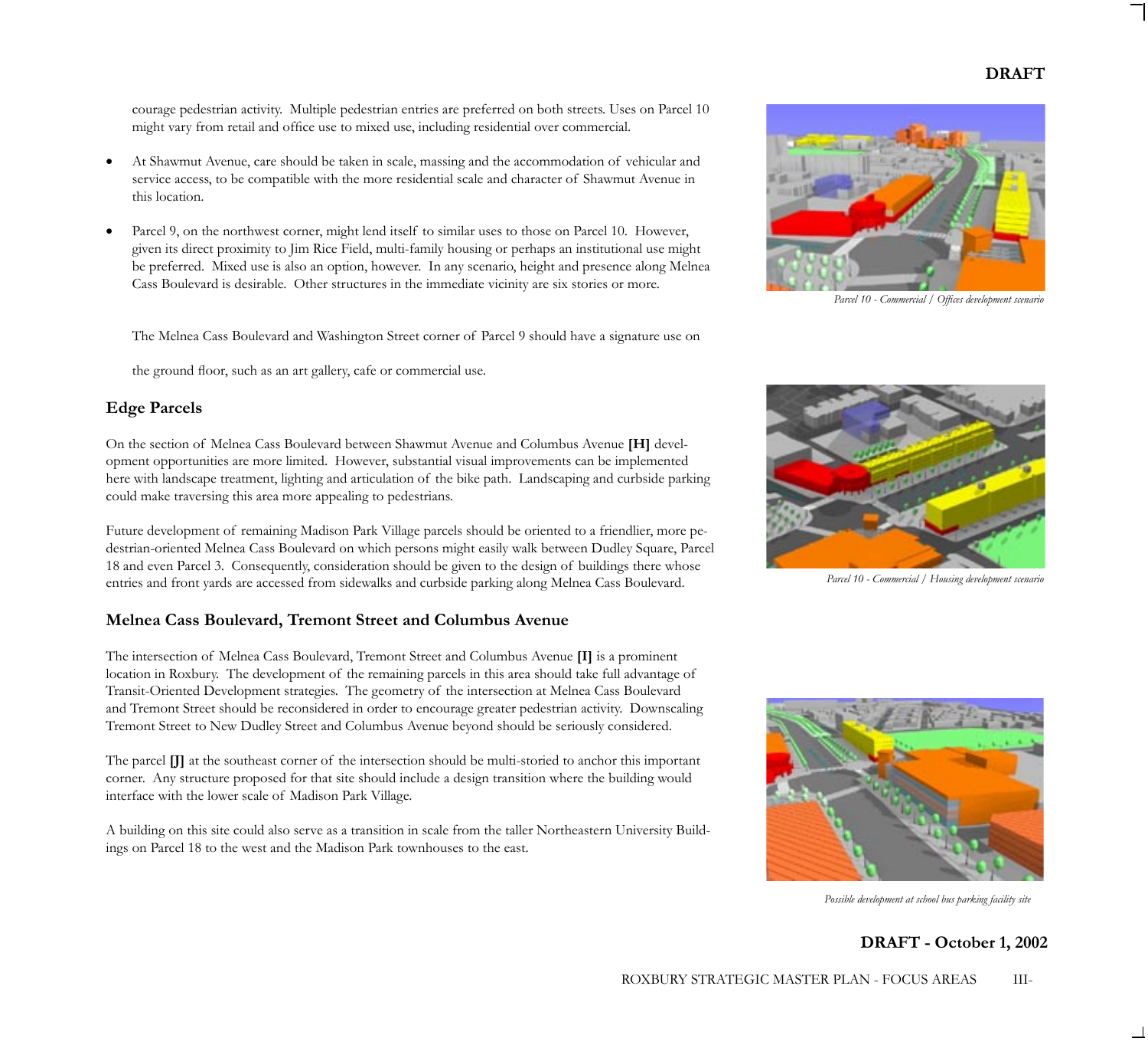courage pedestrian activity. Multiple pedestrian entries are preferred on both streets. Uses on Parcel 10 might vary from retail and office use to mixed use, including residential over commercial.

- At Shawmut Avenue, care should be taken in scale, massing and the accommodation of vehicular and service access, to be compatible with the more residential scale and character of Shawmut Avenue in this location.

- Parcel 9, on the northwest corner, might lend itself to similar uses to those on Parcel 10. However, given its direct proximity to Jim Rice Field, multi-family housing or perhaps an institutional use might be preferred. Mixed use is also an option, however. In any scenario, height and presence along Melnea Cass Boulevard is desirable. Other structures in the immediate vicinity are six stories or more.

  The Melnea Cass Boulevard and Washington Street corner of Parcel 9 should have a signature use on the ground floor, such as an art gallery, cafe or commercial use.

*Parcel 10 - Commercial / Offices development scenario*

*Parcel 10 - Commercial / Housing development scenario*

### Edge Parcels

On the section of Melnea Cass Boulevard between Shawmut Avenue and Columbus Avenue **[H]** development opportunities are more limited. However, substantial visual improvements can be implemented here with landscape treatment, lighting and articulation of the bike path. Landscaping and curbside parking could make traversing this area more appealing to pedestrians.

Future development of remaining Madison Park Village parcels should be oriented to a friendlier, more pedestrian-oriented Melnea Cass Boulevard on which persons might easily walk between Dudley Square, Parcel 18 and even Parcel 3. Consequently, consideration should be given to the design of buildings there whose entries and front yards are accessed from sidewalks and curbside parking along Melnea Cass Boulevard.

### Melnea Cass Boulevard, Tremont Street and Columbus Avenue

The intersection of Melnea Cass Boulevard, Tremont Street and Columbus Avenue **[I]** is a prominent location in Roxbury. The development of the remaining parcels in this area should take full advantage of Transit-Oriented Development strategies. The geometry of the intersection at Melnea Cass Boulevard and Tremont Street should be reconsidered in order to encourage greater pedestrian activity. Downscaling Tremont Street to New Dudley Street and Columbus Avenue beyond should be seriously considered.

The parcel **[J]** at the southeast corner of the intersection should be multi-storied to anchor this important corner. Any structure proposed for that site should include a design transition where the building would interface with the lower scale of Madison Park Village.

A building on this site could also serve as a transition in scale from the taller Northeastern University Buildings on Parcel 18 to the west and the Madison Park townhouses to the east.

*Possible development at school bus parking facility site*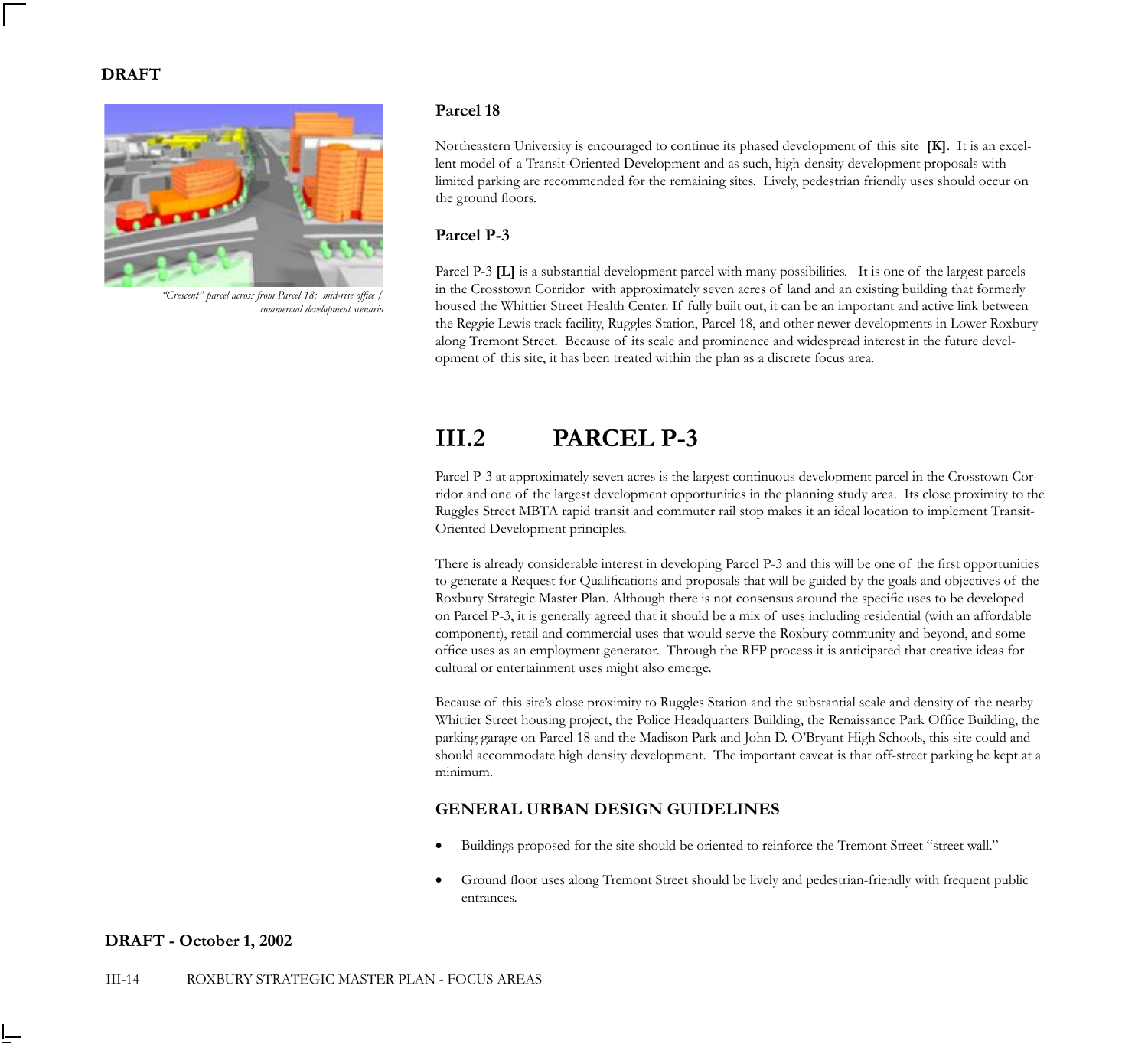**DRAFT**

*"Crescent" parcel across from Parcel 18: mid-rise office / commercial development scenario*

### Parcel 18

Northeastern University is encouraged to continue its phased development of this site **[K]**. It is an excellent model of a Transit-Oriented Development and as such, high-density development proposals with limited parking are recommended for the remaining sites. Lively, pedestrian friendly uses should occur on the ground floors.

### Parcel P-3

Parcel P-3 **[L]** is a substantial development parcel with many possibilities. It is one of the largest parcels in the Crosstown Corridor with approximately seven acres of land and an existing building that formerly housed the Whittier Street Health Center. If fully built out, it can be an important and active link between the Reggie Lewis track facility, Ruggles Station, Parcel 18, and other newer developments in Lower Roxbury along Tremont Street. Because of its scale and prominence and widespread interest in the future development of this site, it has been treated within the plan as a discrete focus area.

## III.2 PARCEL P-3

Parcel P-3 at approximately seven acres is the largest continuous development parcel in the Crosstown Corridor and one of the largest development opportunities in the planning study area. Its close proximity to the Ruggles Street MBTA rapid transit and commuter rail stop makes it an ideal location to implement Transit-Oriented Development principles.

There is already considerable interest in developing Parcel P-3 and this will be one of the first opportunities to generate a Request for Qualifications and proposals that will be guided by the goals and objectives of the Roxbury Strategic Master Plan. Although there is not consensus around the specific uses to be developed on Parcel P-3, it is generally agreed that it should be a mix of uses including residential (with an affordable component), retail and commercial uses that would serve the Roxbury community and beyond, and some office uses as an employment generator. Through the RFP process it is anticipated that creative ideas for cultural or entertainment uses might also emerge.

Because of this site's close proximity to Ruggles Station and the substantial scale and density of the nearby Whittier Street housing project, the Police Headquarters Building, the Renaissance Park Office Building, the parking garage on Parcel 18 and the Madison Park and John D. O'Bryant High Schools, this site could and should accommodate high density development. The important caveat is that off-street parking be kept at a minimum.

### GENERAL URBAN DESIGN GUIDELINES

- Buildings proposed for the site should be oriented to reinforce the Tremont Street "street wall."
- Ground floor uses along Tremont Street should be lively and pedestrian-friendly with frequent public entrances.

**DRAFT - October 1, 2002**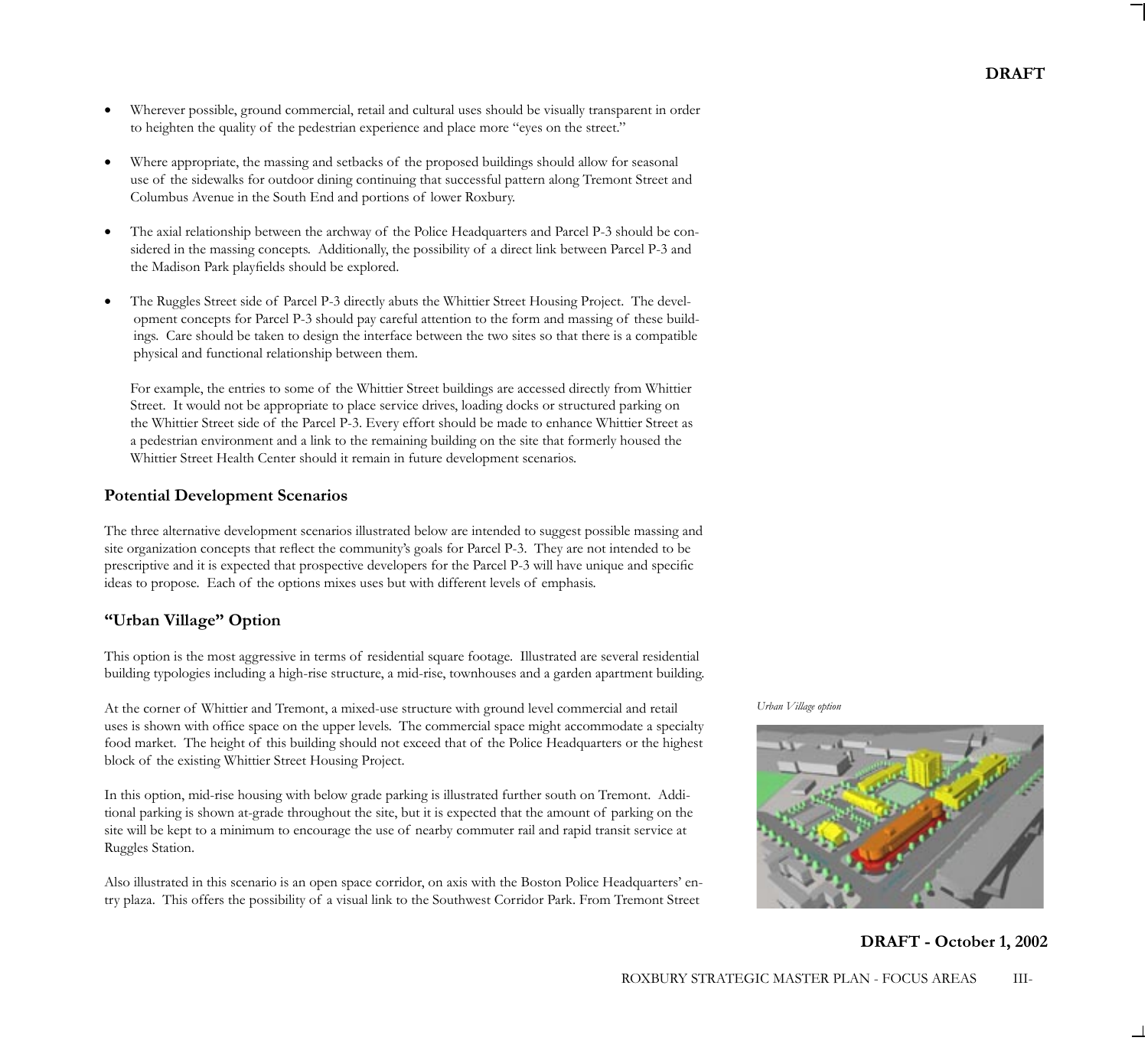- Wherever possible, ground commercial, retail and cultural uses should be visually transparent in order to heighten the quality of the pedestrian experience and place more "eyes on the street."

- Where appropriate, the massing and setbacks of the proposed buildings should allow for seasonal use of the sidewalks for outdoor dining continuing that successful pattern along Tremont Street and Columbus Avenue in the South End and portions of lower Roxbury.

- The axial relationship between the archway of the Police Headquarters and Parcel P-3 should be considered in the massing concepts. Additionally, the possibility of a direct link between Parcel P-3 and the Madison Park playfields should be explored.

- The Ruggles Street side of Parcel P-3 directly abuts the Whittier Street Housing Project. The development concepts for Parcel P-3 should pay careful attention to the form and massing of these buildings. Care should be taken to design the interface between the two sites so that there is a compatible physical and functional relationship between them.

  For example, the entries to some of the Whittier Street buildings are accessed directly from Whittier Street. It would not be appropriate to place service drives, loading docks or structured parking on the Whittier Street side of the Parcel P-3. Every effort should be made to enhance Whittier Street as a pedestrian environment and a link to the remaining building on the site that formerly housed the Whittier Street Health Center should it remain in future development scenarios.

## Potential Development Scenarios

The three alternative development scenarios illustrated below are intended to suggest possible massing and site organization concepts that reflect the community's goals for Parcel P-3. They are not intended to be prescriptive and it is expected that prospective developers for the Parcel P-3 will have unique and specific ideas to propose. Each of the options mixes uses but with different levels of emphasis.

## "Urban Village" Option

This option is the most aggressive in terms of residential square footage. Illustrated are several residential building typologies including a high-rise structure, a mid-rise, townhouses and a garden apartment building.

At the corner of Whittier and Tremont, a mixed-use structure with ground level commercial and retail uses is shown with office space on the upper levels. The commercial space might accommodate a specialty food market. The height of this building should not exceed that of the Police Headquarters or the highest block of the existing Whittier Street Housing Project.

In this option, mid-rise housing with below grade parking is illustrated further south on Tremont. Additional parking is shown at-grade throughout the site, but it is expected that the amount of parking on the site will be kept to a minimum to encourage the use of nearby commuter rail and rapid transit service at Ruggles Station.

Also illustrated in this scenario is an open space corridor, on axis with the Boston Police Headquarters' entry plaza. This offers the possibility of a visual link to the Southwest Corridor Park. From Tremont Street

*Urban Village option*

**DRAFT - October 1, 2002**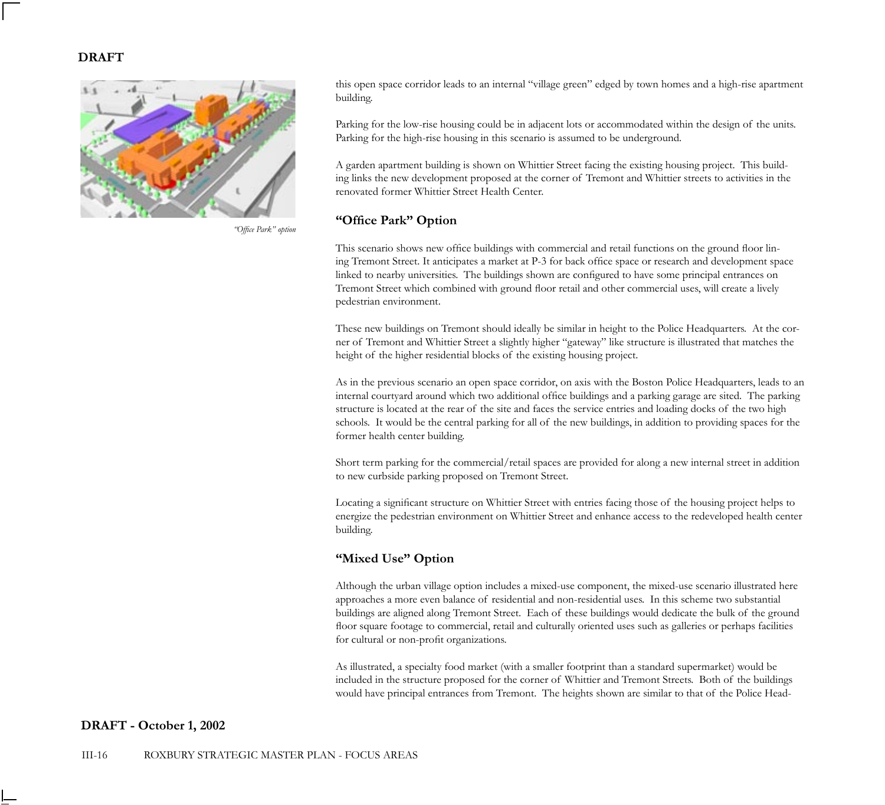DRAFT

*"Office Park" option*

this open space corridor leads to an internal "village green" edged by town homes and a high-rise apartment building.

Parking for the low-rise housing could be in adjacent lots or accommodated within the design of the units. Parking for the high-rise housing in this scenario is assumed to be underground.

A garden apartment building is shown on Whittier Street facing the existing housing project. This building links the new development proposed at the corner of Tremont and Whittier streets to activities in the renovated former Whittier Street Health Center.

### "Office Park" Option

This scenario shows new office buildings with commercial and retail functions on the ground floor lining Tremont Street. It anticipates a market at P-3 for back office space or research and development space linked to nearby universities. The buildings shown are configured to have some principal entrances on Tremont Street which combined with ground floor retail and other commercial uses, will create a lively pedestrian environment.

These new buildings on Tremont should ideally be similar in height to the Police Headquarters. At the corner of Tremont and Whittier Street a slightly higher "gateway" like structure is illustrated that matches the height of the higher residential blocks of the existing housing project.

As in the previous scenario an open space corridor, on axis with the Boston Police Headquarters, leads to an internal courtyard around which two additional office buildings and a parking garage are sited. The parking structure is located at the rear of the site and faces the service entries and loading docks of the two high schools. It would be the central parking for all of the new buildings, in addition to providing spaces for the former health center building.

Short term parking for the commercial/retail spaces are provided for along a new internal street in addition to new curbside parking proposed on Tremont Street.

Locating a significant structure on Whittier Street with entries facing those of the housing project helps to energize the pedestrian environment on Whittier Street and enhance access to the redeveloped health center building.

### "Mixed Use" Option

Although the urban village option includes a mixed-use component, the mixed-use scenario illustrated here approaches a more even balance of residential and non-residential uses. In this scheme two substantial buildings are aligned along Tremont Street. Each of these buildings would dedicate the bulk of the ground floor square footage to commercial, retail and culturally oriented uses such as galleries or perhaps facilities for cultural or non-profit organizations.

As illustrated, a specialty food market (with a smaller footprint than a standard supermarket) would be included in the structure proposed for the corner of Whittier and Tremont Streets. Both of the buildings would have principal entrances from Tremont. The heights shown are similar to that of the Police Head-

**DRAFT - October 1, 2002**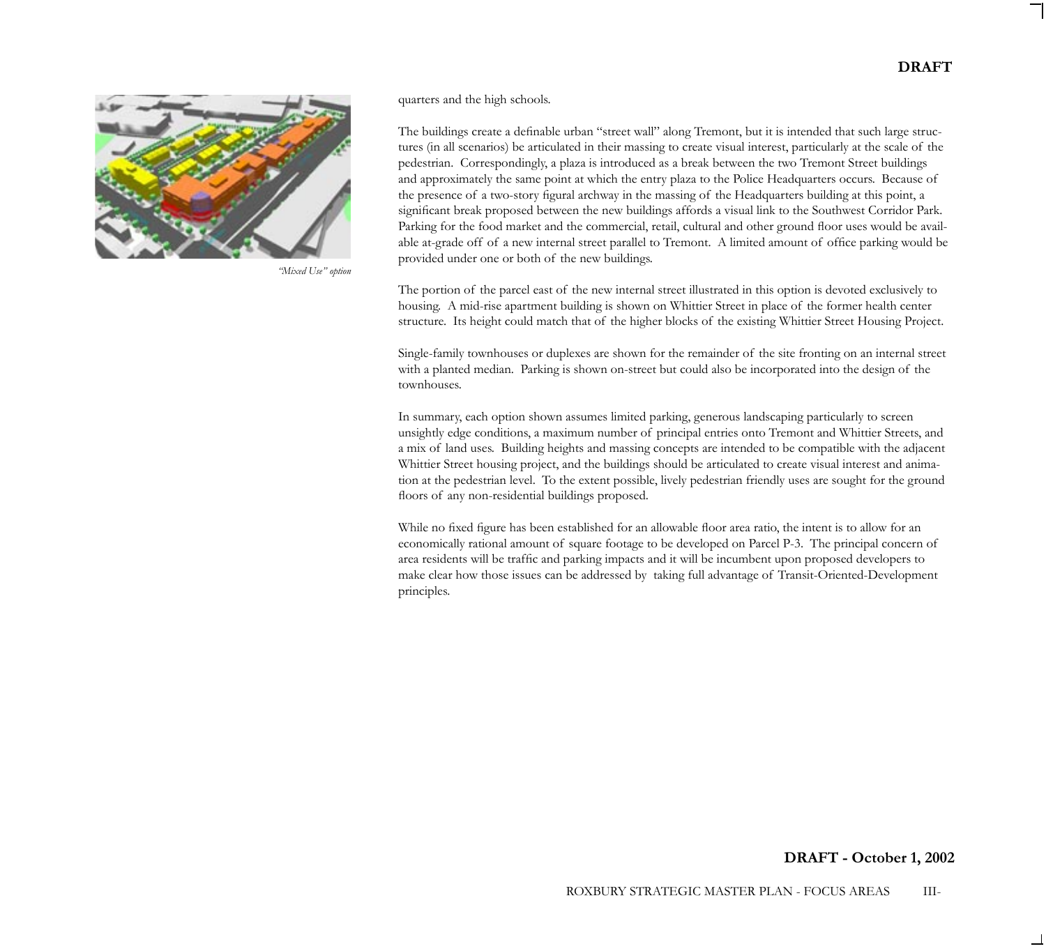*"Mixed Use" option*

quarters and the high schools.

The buildings create a definable urban "street wall" along Tremont, but it is intended that such large structures (in all scenarios) be articulated in their massing to create visual interest, particularly at the scale of the pedestrian. Correspondingly, a plaza is introduced as a break between the two Tremont Street buildings and approximately the same point at which the entry plaza to the Police Headquarters occurs. Because of the presence of a two-story figural archway in the massing of the Headquarters building at this point, a significant break proposed between the new buildings affords a visual link to the Southwest Corridor Park. Parking for the food market and the commercial, retail, cultural and other ground floor uses would be available at-grade off of a new internal street parallel to Tremont. A limited amount of office parking would be provided under one or both of the new buildings.

The portion of the parcel east of the new internal street illustrated in this option is devoted exclusively to housing. A mid-rise apartment building is shown on Whittier Street in place of the former health center structure. Its height could match that of the higher blocks of the existing Whittier Street Housing Project.

Single-family townhouses or duplexes are shown for the remainder of the site fronting on an internal street with a planted median. Parking is shown on-street but could also be incorporated into the design of the townhouses.

In summary, each option shown assumes limited parking, generous landscaping particularly to screen unsightly edge conditions, a maximum number of principal entries onto Tremont and Whittier Streets, and a mix of land uses. Building heights and massing concepts are intended to be compatible with the adjacent Whittier Street housing project, and the buildings should be articulated to create visual interest and animation at the pedestrian level. To the extent possible, lively pedestrian friendly uses are sought for the ground floors of any non-residential buildings proposed.

While no fixed figure has been established for an allowable floor area ratio, the intent is to allow for an economically rational amount of square footage to be developed on Parcel P-3. The principal concern of area residents will be traffic and parking impacts and it will be incumbent upon proposed developers to make clear how those issues can be addressed by taking full advantage of Transit-Oriented-Development principles.